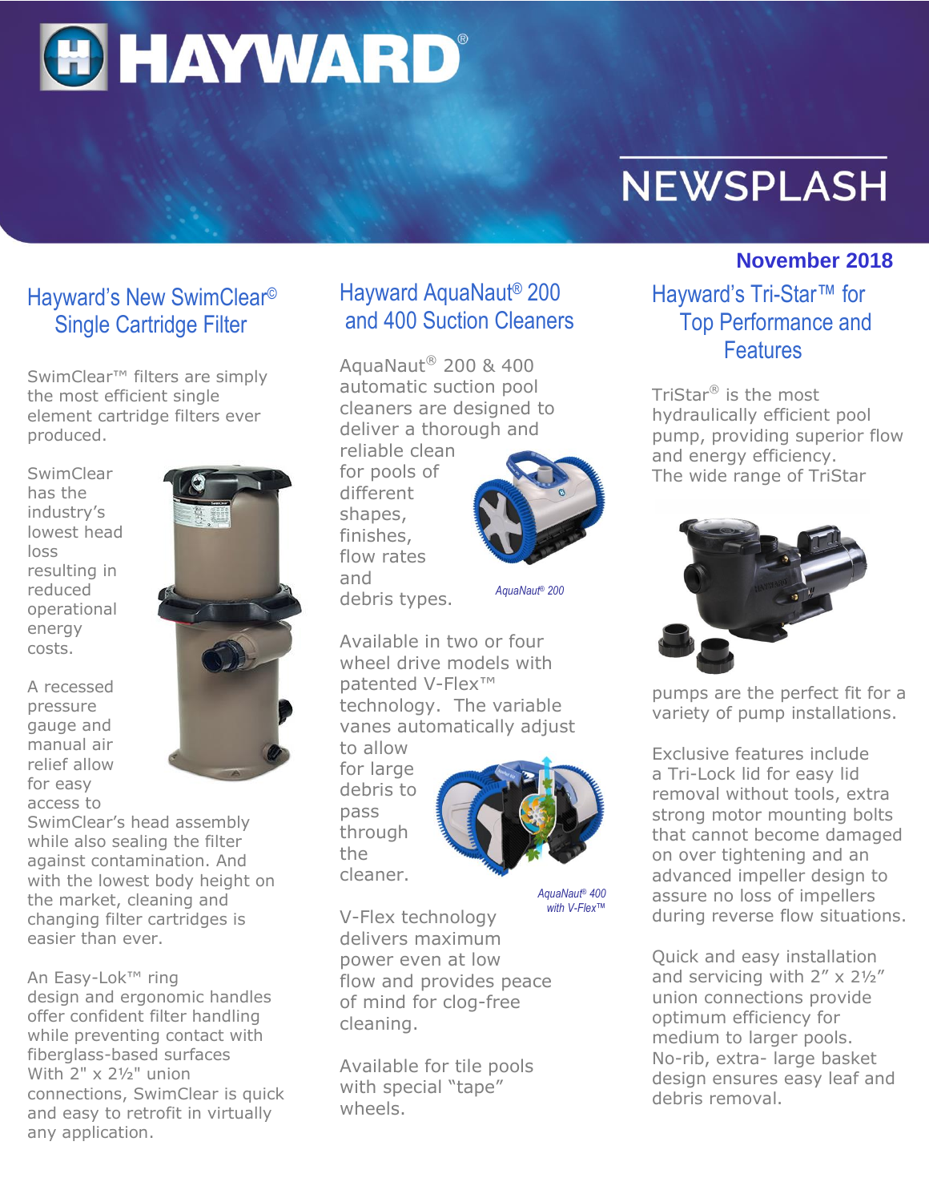# HAYWARD®

# NEWSPLASH

**November 2018**

## Hayward's New SwimClear© Single Cartridge Filter

SwimClear™ filters are simply the most efficient single element cartridge filters ever produced.

SwimClear has the industry's lowest head loss resulting in reduced operational energy costs.

A recessed pressure gauge and manual air relief allow for easy access to SwimClear's head assembly while also sealing the filter against contamination. And with the lowest body height on the market, cleaning and changing filter cartridges is easier than ever.

An Easy-Lok™ ring design and ergonomic handles offer confident filter handling while preventing contact with fiberglass-based surfaces With 2" x 2½" union connections, SwimClear is quick and easy to retrofit in virtually any application.

## Hayward AquaNaut® 200 and 400 Suction Cleaners

AquaNaut® 200 & 400 automatic suction pool cleaners are designed to deliver a thorough and reliable clean for pools of different shapes, finishes, flow rates and debris types.

*AquaNaut® 200*

Available in two or four wheel drive models with patented V-Flex™ technology. The variable vanes automatically adjust to allow for large debris to pass through the cleaner.

*AquaNaut® 400 with V-Flex™*

V-Flex technology delivers maximum power even at low flow and provides peace of mind for clog-free cleaning.

Available for tile pools with special "tape" wheels.

## Hayward's Tri-Star™ for Top Performance and Features

TriStar® is the most hydraulically efficient pool pump, providing superior flow and energy efficiency. The wide range of TriStar pumps are the perfect fit for a variety of pump installations.

Exclusive features include a Tri-Lock lid for easy lid removal without tools, extra strong motor mounting bolts that cannot become damaged on over tightening and an advanced impeller design to assure no loss of impellers during reverse flow situations.

Quick and easy installation and servicing with 2" x 2½" union connections provide optimum efficiency for medium to larger pools. No-rib, extra- large basket design ensures easy leaf and debris removal.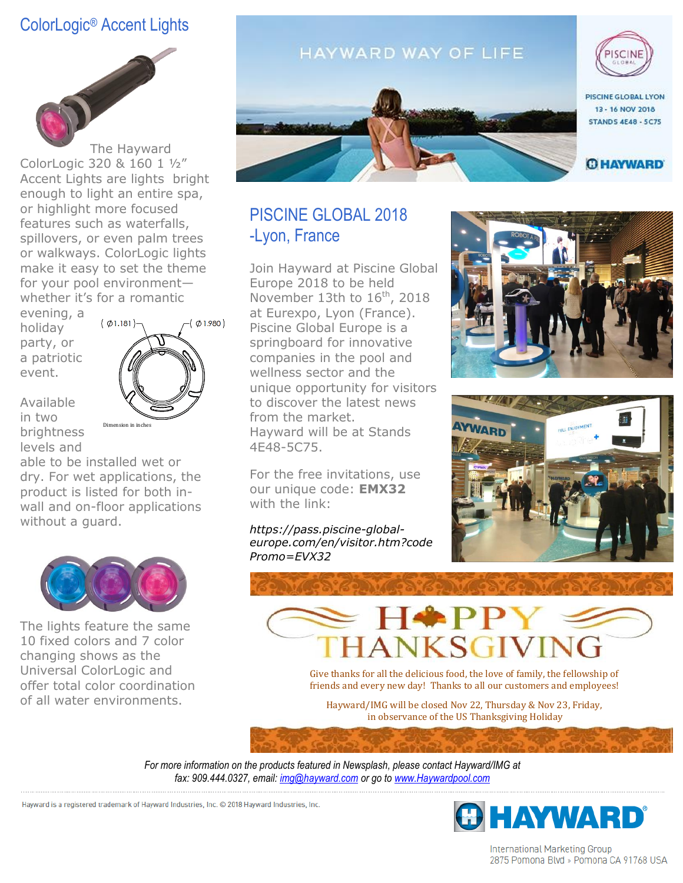## ColorLogic® Accent Lights

The Hayward ColorLogic 320 & 160 1 ½" Accent Lights are lights bright enough to light an entire spa, or highlight more focused features such as waterfalls, spillovers, or even palm trees or walkways. ColorLogic lights make it easy to set the theme for your pool environment—whether it's for a romantic evening, a holiday party, or a patriotic event.

( Ø1.181 ) ( Ø1.980 )

Dimension in inches

Available in two brightness levels and able to be installed wet or dry. For wet applications, the product is listed for both in-wall and on-floor applications without a guard.

The lights feature the same 10 fixed colors and 7 color changing shows as the Universal ColorLogic and offer total color coordination of all water environments.

HAYWARD WAY OF LIFE

PISCINE GLOBAL

PISCINE GLOBAL LYON
13 - 16 NOV 2018
STANDS 4E48 - 5C75

HAYWARD

## PISCINE GLOBAL 2018 -Lyon, France

Join Hayward at Piscine Global Europe 2018 to be held November 13th to 16th, 2018 at Eurexpo, Lyon (France). Piscine Global Europe is a springboard for innovative companies in the pool and wellness sector and the unique opportunity for visitors to discover the latest news from the market.
Hayward will be at Stands 4E48-5C75.

For the free invitations, use our unique code: **EMX32** with the link:

*https://pass.piscine-global-europe.com/en/visitor.htm?codePromo=EVX32*

## HAPPY THANKSGIVING

Give thanks for all the delicious food, the love of family, the fellowship of friends and every new day! Thanks to all our customers and employees!

Hayward/IMG will be closed Nov 22, Thursday & Nov 23, Friday, in observance of the US Thanksgiving Holiday

*For more information on the products featured in Newsplash, please contact Hayward/IMG at fax: 909.444.0327, email: img@hayward.com or go to www.Haywardpool.com*

Hayward is a registered trademark of Hayward Industries, Inc. © 2018 Hayward Industries, Inc.

HAYWARD®

International Marketing Group
2875 Pomona Blvd » Pomona CA 91768 USA